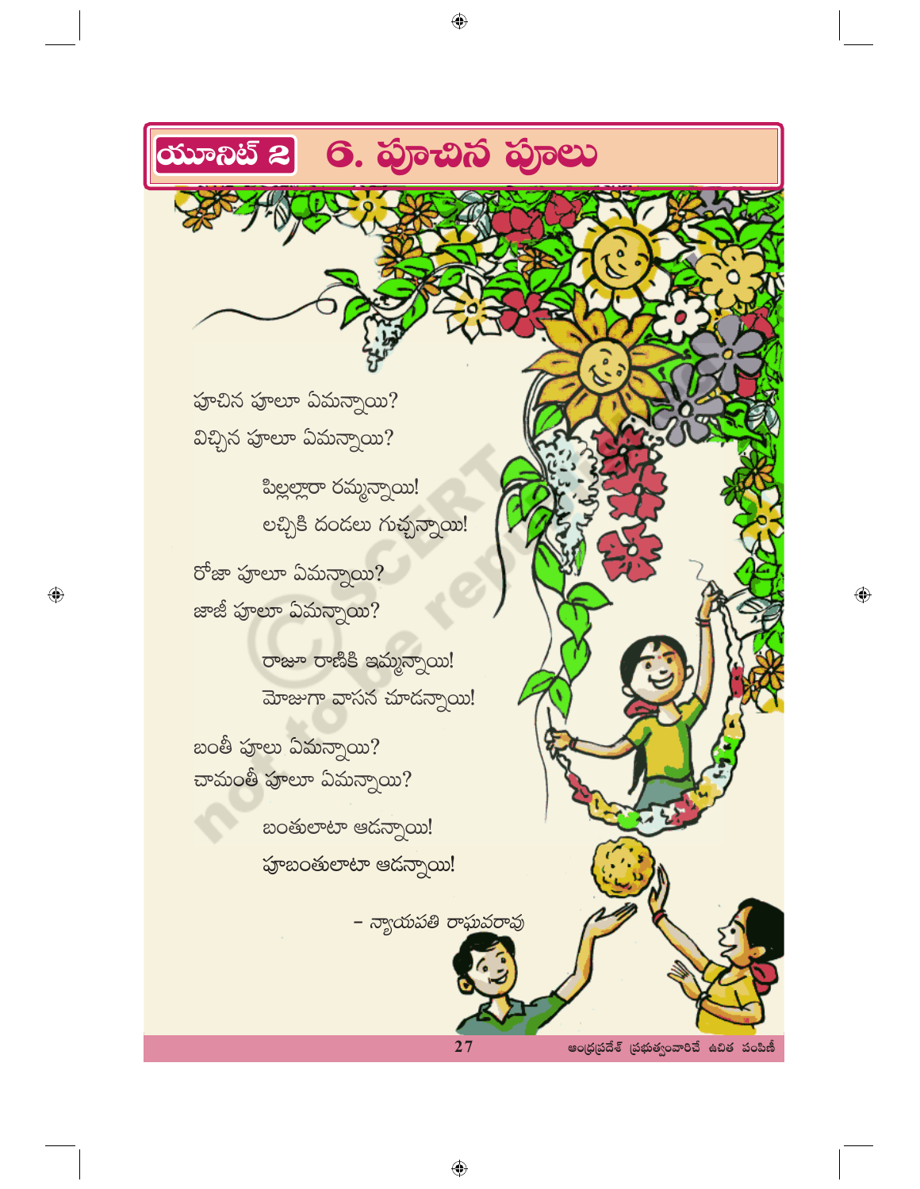# యూనిట్ 2 — 6. పూచిన పూలు

పూచిన పూలూ ఏమన్నాయి?
విచ్చిన పూలూ ఏమన్నాయి?

> పిల్లల్లారా రమ్మన్నాయి!
> లచ్చికి దండలు గుచ్చన్నాయి!

రోజా పూలూ ఏమన్నాయి?
జాజీ పూలూ ఏమన్నాయి?

> రాజూ రాణికి ఇమ్మన్నాయి!
> మోజుగా వాసన చూడన్నాయి!

బంతీ పూలు ఏమన్నాయి?
చామంతీ పూలూ ఏమన్నాయి?

> బంతులాటా ఆడన్నాయి!
> పూబంతులాటా ఆడన్నాయి!

– న్యాయపతి రాఘవరావు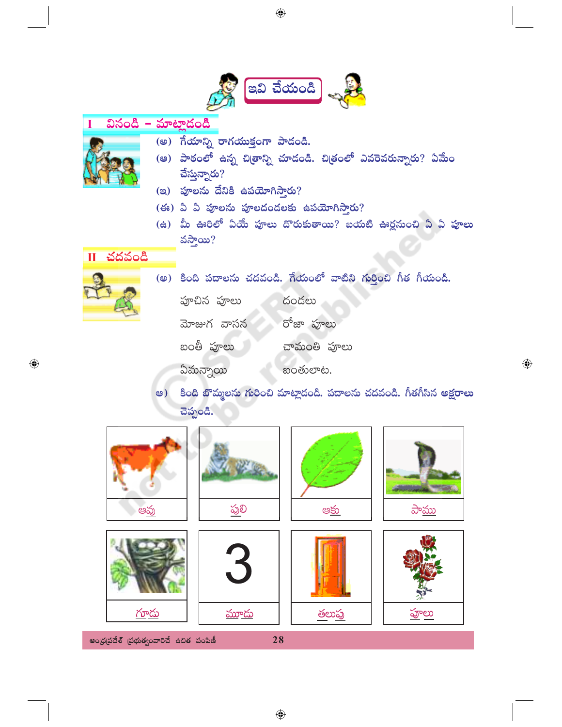## ఇవి చేయండి

### I వినండి - మాట్లాడండి

(అ) గేయాన్ని రాగయుక్తంగా పాడండి.

(ఆ) పాఠంలో ఉన్న చిత్రాన్ని చూడండి. చిత్రంలో ఎవరెవరున్నారు? ఏమేం చేస్తున్నారు?

(ఇ) పూలను దేనికి ఉపయోగిస్తారు?

(ఈ) ఏ ఏ పూలను పూలదండలకు ఉపయోగిస్తారు?

(ఉ) మీ ఊరిలో ఏయే పూలు దొరుకుతాయి? బయటి ఊర్లనుంచి ఏ ఏ పూలు వస్తాయి?

### II చదవండి

(అ) కింది పదాలను చదవండి. గేయంలో వాటిని గుర్తించి గీత గీయండి.

| | |
|---|---|
| పూచిన పూలు | దండలు |
| మోజుగ వాసన | రోజా పూలు |
| బంతీ పూలు | చామంతి పూలు |
| ఏమన్నాయి | బంతులాట. |

ఆ) కింది బొమ్మలను గురించి మాట్లాడండి. పదాలను చదవండి. గీతగీసిన అక్షరాలు చెప్పండి.

| | | | |
|---|---|---|---|
| ఆవు | పులి | ఆకు | పాము |
| గూడు | మూడు | తలుపు | పూలు |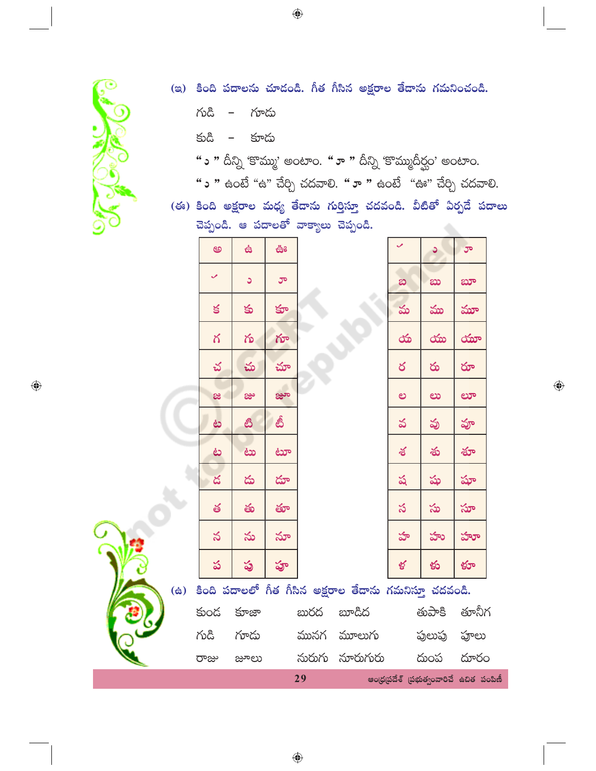(ఇ) కింది పదాలను చూడండి. గీత గీసిన అక్షరాల తేడాను గమనించండి.

గుడి - గూడు

కుడి - కూడు

" ు " దీన్ని 'కొమ్ము' అంటాం. " ూ " దీన్ని 'కొమ్ముదీర్ఘం' అంటాం.

" ు " ఉంటే "ఉ" చేర్చి చదవాలి. " ూ " ఉంటే "ఊ" చేర్చి చదవాలి.

(ఈ) కింది అక్షరాల మధ్య తేడాను గుర్తిస్తూ చదవండి. వీటితో ఏర్పడే పదాలు చెప్పండి. ఆ పదాలతో వాక్యాలు చెప్పండి.

| అ | ఉ | ఊ |
|---|---|---|
| ి | ు | ూ |
| క | కు | కూ |
| గ | గు | గూ |
| చ | చు | చూ |
| జ | జు | జూ |
| ట | టి | టీ |
| ట | టు | టూ |
| డ | డు | డూ |
| త | తు | తూ |
| న | ను | నూ |
| ప | పు | పూ |

| ి | ు | ూ |
|---|---|---|
| బ | బు | బూ |
| మ | ము | మూ |
| య | యు | యూ |
| ర | రు | రూ |
| ల | లు | లూ |
| వ | వు | వూ |
| శ | శు | శూ |
| ష | షు | షూ |
| స | సు | సూ |
| హ | హు | హూ |
| ళ | ళు | ళూ |

(ఉ) కింది పదాలలో గీత గీసిన అక్షరాల తేడాను గమనిస్తూ చదవండి.

| | | | | | |
|---|---|---|---|---|---|
| కుండ | కూజా | బురద | బూడిద | తుపాకి | తూనీగ |
| గుడి | గూడు | మునగ | మూలుగు | పులుపు | పూలు |
| రాజు | జూలు | నురుగు | నూరుగురు | దుంప | దూరం |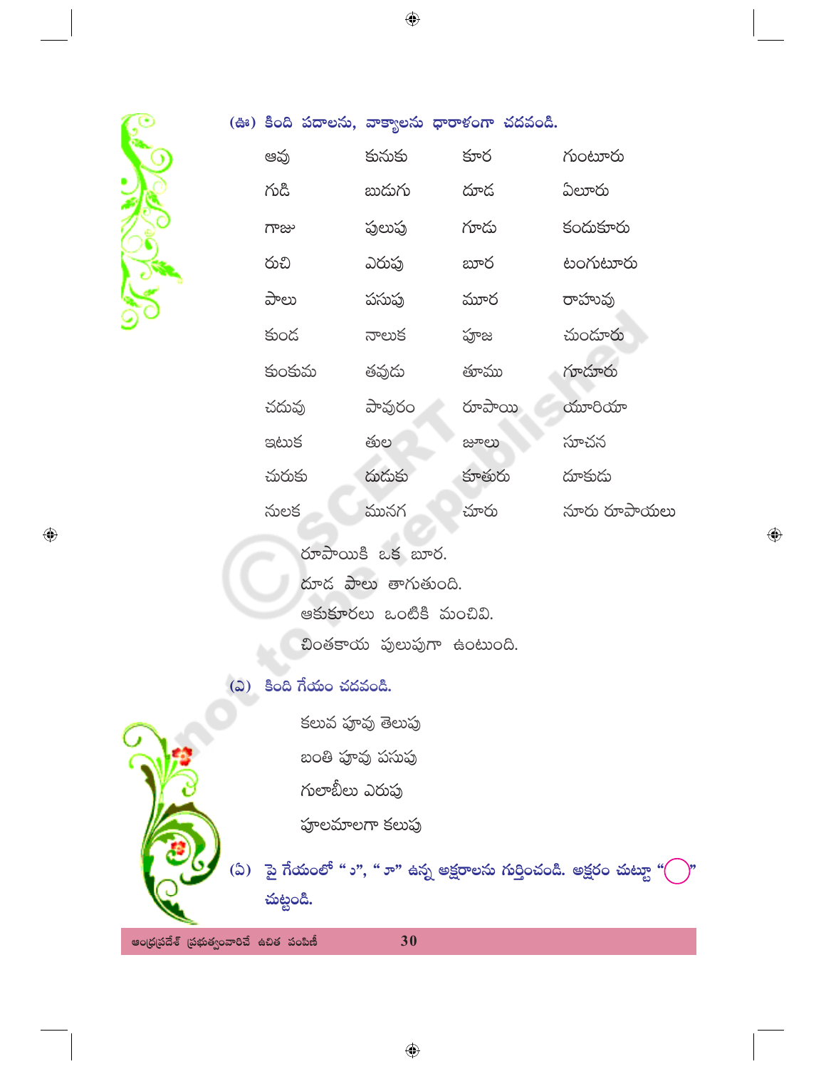(ఈ) కింది పదాలను, వాక్యాలను ధారాళంగా చదవండి.

| | | | |
|---|---|---|---|
| ఆవు | కునుకు | కూర | గుంటూరు |
| గుడి | బుదుగు | దూడ | ఏలూరు |
| గాజు | పులుపు | గూడు | కందుకూరు |
| రుచి | ఎరుపు | బూర | టంగుటూరు |
| పాలు | పసుపు | మూర | రాహువు |
| కుండ | నాలుక | పూజ | చుందూరు |
| కుంకుమ | తవుడు | తూము | గూడూరు |
| చదువు | పావురం | రూపాయి | యూరియా |
| ఇటుక | తుల | జూలు | సూచన |
| చురుకు | దుడుకు | కూతురు | దూకుడు |
| నులక | మునగ | చూరు | నూరు రూపాయలు |

రూపాయికి ఒక బూర.

దూడ పాలు తాగుతుంది.

ఆకుకూరలు ఒంటికి మంచివి.

చింతకాయ పులుపుగా ఉంటుంది.

(ఎ) కింది గేయం చదవండి.

కలువ పూవు తెలుపు

బంతి పూవు పసుపు

గులాబీలు ఎరుపు

పూలమాలగా కలుపు

(ఏ) పై గేయంలో " ు", " ూ" ఉన్న అక్షరాలను గుర్తించండి. అక్షరం చుట్టూ "◯" చుట్టండి.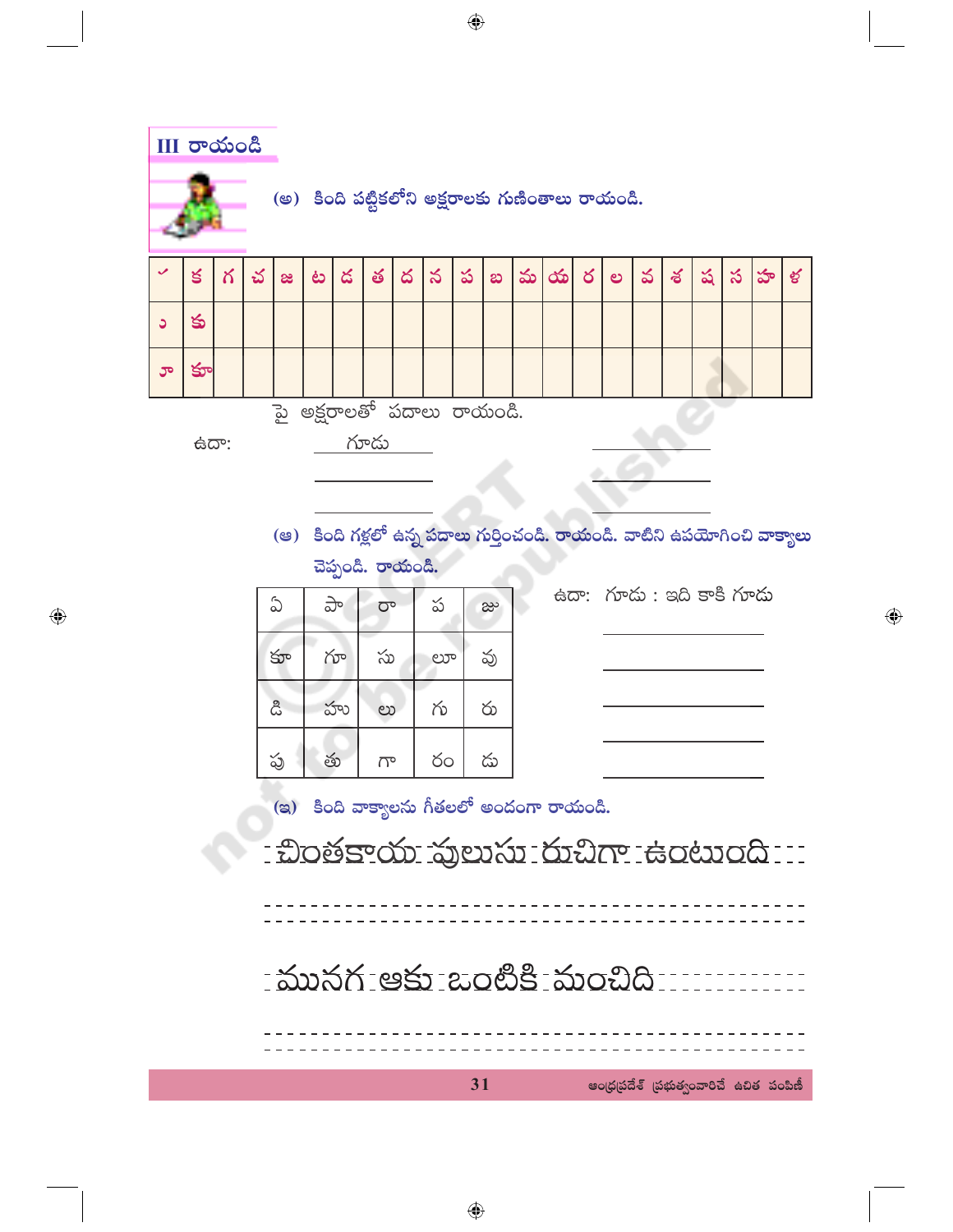## III రాయండి

(అ) కింది పట్టికలోని అక్షరాలకు గుణింతాలు రాయండి.

| ✓ | క | గ | చ | జ | ట | డ | త | ద | న | ప | బ | మ | య | ర | ల | వ | శ | ష | స | హ | ళ |
|---|---|---|---|---|---|---|---|---|---|---|---|---|---|---|---|---|---|---|---|---|---|
| ు | కు | | | | | | | | | | | | | | | | | | | | |
| ూ | కూ | | | | | | | | | | | | | | | | | | | | |

పై అక్షరాలతో పదాలు రాయండి.

ఉదా: గూడు ____________

____________ ____________

____________ ____________

(ఆ) కింది గళ్లలో ఉన్న పదాలు గుర్తించండి. రాయండి. వాటిని ఉపయోగించి వాక్యాలు చెప్పండి. రాయండి.

| ఏ | పా | రా | ప | జు |
|---|---|---|---|---|
| కూ | గూ | సు | లూ | వు |
| డి | హు | లు | గు | రు |
| పు | తు | గా | రం | డు |

ఉదా: గూడు : ఇది కాకి గూడు

____________

____________

____________

____________

____________

(ఇ) కింది వాక్యాలను గీతలలో అందంగా రాయండి.

చింతకాయ పులుసు రుచిగా ఉంటుంది

____________________________________

మునగ ఆకు ఒంటికి మంచిది

____________________________________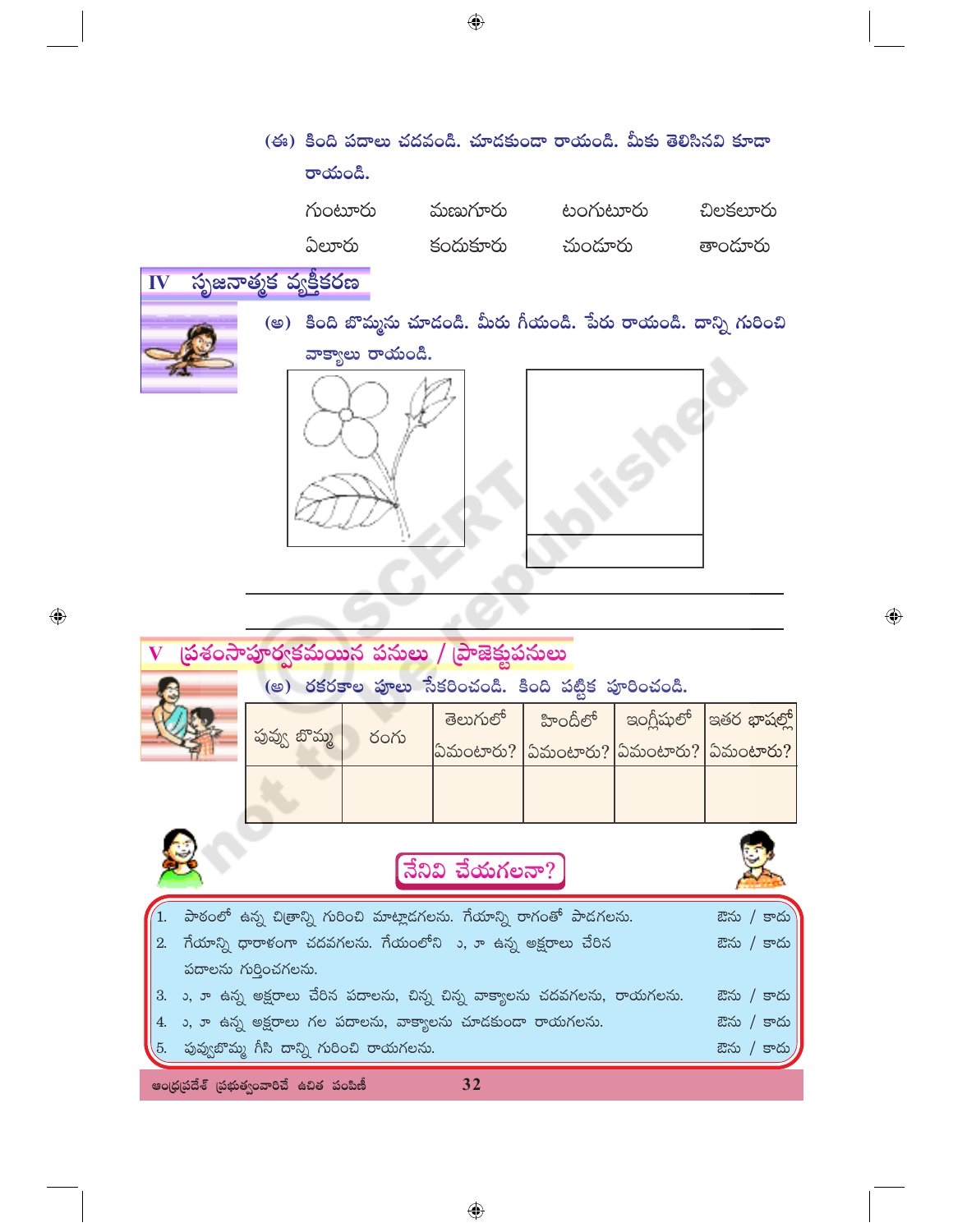(ఈ) కింది పదాలు చదవండి. చూడకుండా రాయండి. మీకు తెలిసినవి కూడా రాయండి.

| | | | |
|---|---|---|---|
| గుంటూరు | మణుగూరు | టంగుటూరు | చిలకలూరు |
| ఏలూరు | కందుకూరు | చుండూరు | తాండూరు |

## IV సృజనాత్మక వ్యక్తీకరణ

(అ) కింది బొమ్మను చూడండి. మీరు గీయండి. పేరు రాయండి. దాన్ని గురించి వాక్యాలు రాయండి.

______________________________________________

______________________________________________

## V ప్రశంసాపూర్వకమయిన పనులు / ప్రాజెక్టుపనులు

(అ) రకరకాల పూలు సేకరించండి. కింది పట్టిక పూరించండి.

| పువ్వు బొమ్మ | రంగు | తెలుగులో ఏమంటారు? | హిందీలో ఏమంటారు? | ఇంగ్లీషులో ఏమంటారు? | ఇతర భాషల్లో ఏమంటారు? |
|---|---|---|---|---|---|
| | | | | | |

### నేనివి చేయగలనా?

| | | |
|---|---|---|
| 1. | పాఠంలో ఉన్న చిత్రాన్ని గురించి మాట్లాడగలను. గేయాన్ని రాగంతో పాడగలను. | ఔను / కాదు |
| 2. | గేయాన్ని ధారాళంగా చదవగలను. గేయంలోని ం, ా ఉన్న అక్షరాలు చేరిన పదాలను గుర్తించగలను. | ఔను / కాదు |
| 3. | ం, ా ఉన్న అక్షరాలు చేరిన పదాలను, చిన్న చిన్న వాక్యాలను చదవగలను, రాయగలను. | ఔను / కాదు |
| 4. | ం, ా ఉన్న అక్షరాలు గల పదాలను, వాక్యాలను చూడకుండా రాయగలను. | ఔను / కాదు |
| 5. | పువ్వుబొమ్మ గీసి దాన్ని గురించి రాయగలను. | ఔను / కాదు |

ఆంధ్రప్రదేశ్ ప్రభుత్వంవారిచే ఉచిత పంపిణీ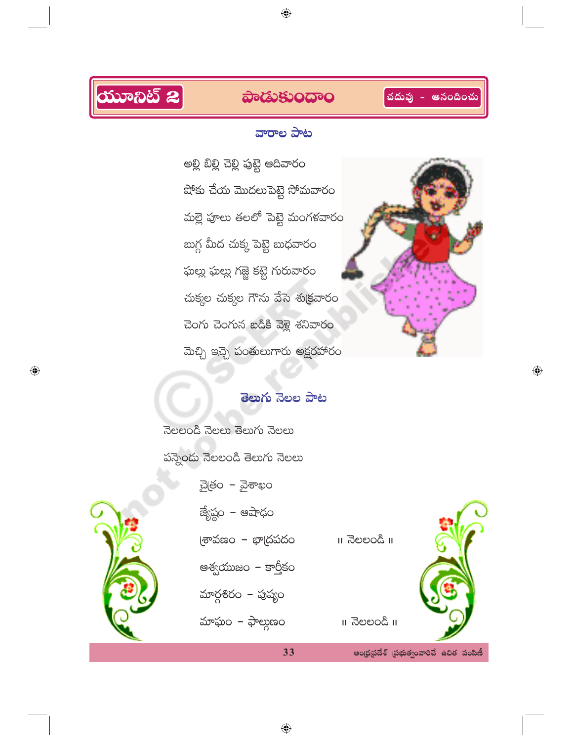యూనిట్ 2 **పాడుకుందాం** చదువు - ఆనందించు

## వారాల పాట

అల్లి బిల్లి చెల్లి పుట్టె ఆదివారం

షోకు చేయ మొదలుపెట్టె సోమవారం

మల్లె పూలు తలలో పెట్టె మంగళవారం

బుగ్గ మీద చుక్క పెట్టె బుధవారం

ఘల్లు ఘల్లు గజ్జె కట్టె గురువారం

చుక్కల చుక్కల గౌను వేసె శుక్రవారం

చెంగు చెంగున బడికి వెళ్లె శనివారం

మెచ్చి ఇచ్చె పంతులుగారు అక్షరహారం

## తెలుగు నెలల పాట

నెలలండి నెలలు తెలుగు నెలలు

పన్నెండు నెలలండి తెలుగు నెలలు

చైత్రం - వైశాఖం

జ్యేష్ఠం - ఆషాఢం

శ్రావణం - భాద్రపదం ॥ నెలలండి ॥

ఆశ్వయుజం - కార్తీకం

మార్గశిరం - పుష్యం

మాఘం - ఫాల్గుణం ॥ నెలలండి ॥